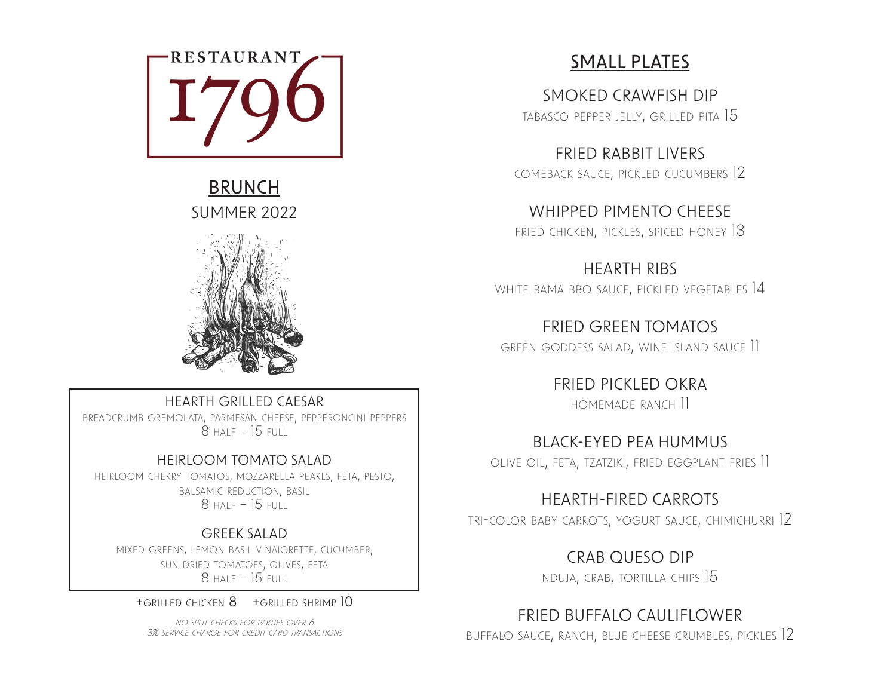# RESTAURANT 1796

## BRUNCH

SUMMER 2022

### HEARTH GRILLED CAESAR

breadcrumb gremolata, parmesan cheese, pepperoncini peppers
8 half – 15 full

### HEIRLOOM TOMATO SALAD

heirloom cherry tomatos, mozzarella pearls, feta, pesto, balsamic reduction, basil
8 half – 15 full

### GREEK SALAD

mixed greens, lemon basil vinaigrette, cucumber, sun dried tomatoes, olives, feta
8 half – 15 full

+grilled chicken 8 +grilled shrimp 10

*no split checks for parties over 6*
*3% service charge for credit card transactions*

## SMALL PLATES

### SMOKED CRAWFISH DIP

tabasco pepper jelly, grilled pita 15

### FRIED RABBIT LIVERS

comeback sauce, pickled cucumbers 12

### WHIPPED PIMENTO CHEESE

fried chicken, pickles, spiced honey 13

### HEARTH RIBS

white bama bbq sauce, pickled vegetables 14

### FRIED GREEN TOMATOS

green goddess salad, wine island sauce 11

### FRIED PICKLED OKRA

homemade ranch 11

### BLACK-EYED PEA HUMMUS

olive oil, feta, tzatziki, fried eggplant fries 11

### HEARTH-FIRED CARROTS

tri-color baby carrots, yogurt sauce, chimichurri 12

### CRAB QUESO DIP

nduja, crab, tortilla chips 15

### FRIED BUFFALO CAULIFLOWER

buffalo sauce, ranch, blue cheese crumbles, pickles 12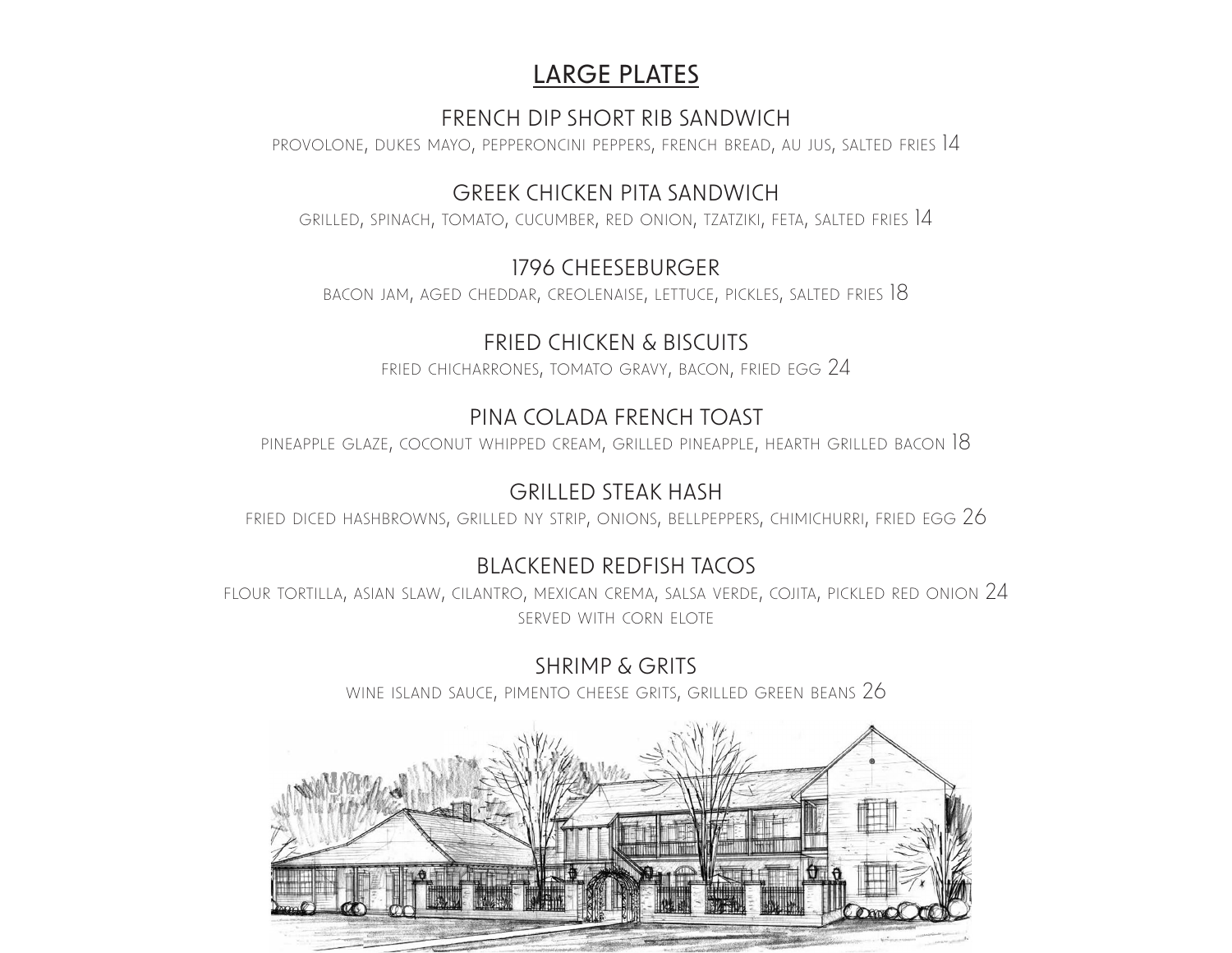## LARGE PLATES

### FRENCH DIP SHORT RIB SANDWICH
provolone, dukes mayo, pepperoncini peppers, french bread, au jus, salted fries 14

### GREEK CHICKEN PITA SANDWICH
grilled, spinach, tomato, cucumber, red onion, tzatziki, feta, salted fries 14

### 1796 CHEESEBURGER
bacon jam, aged cheddar, creolenaise, lettuce, pickles, salted fries 18

### FRIED CHICKEN & BISCUITS
fried chicharrones, tomato gravy, bacon, fried egg 24

### PINA COLADA FRENCH TOAST
pineapple glaze, coconut whipped cream, grilled pineapple, hearth grilled bacon 18

### GRILLED STEAK HASH
fried diced hashbrowns, grilled ny strip, onions, bellpeppers, chimichurri, fried egg 26

### BLACKENED REDFISH TACOS
flour tortilla, asian slaw, cilantro, mexican crema, salsa verde, cojita, pickled red onion 24
served with corn elote

### SHRIMP & GRITS
wine island sauce, pimento cheese grits, grilled green beans 26